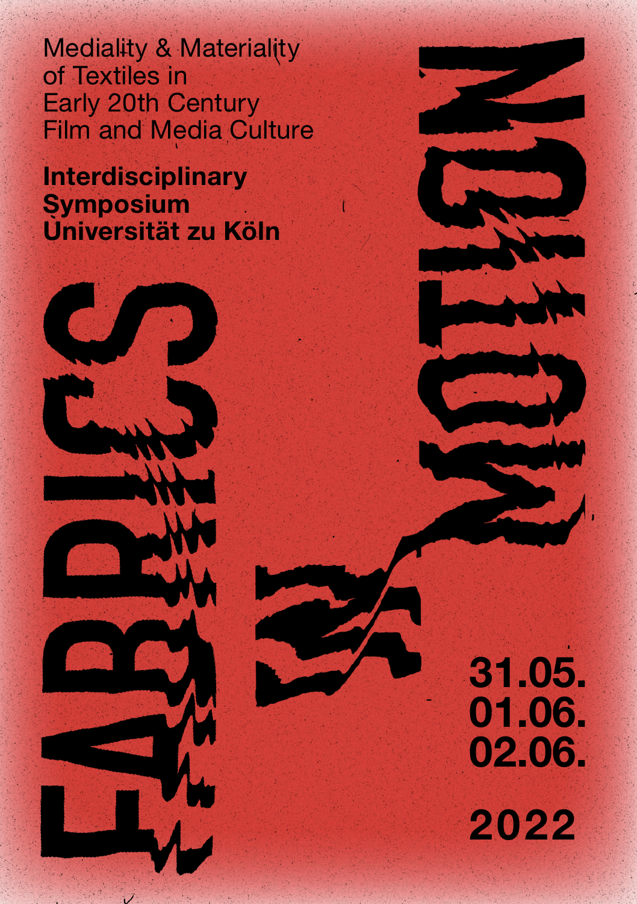# FABRICS IN MOTION

Mediality & Materiality of Textiles in Early 20th Century Film and Media Culture

**Interdisciplinary Symposium Universität zu Köln**

**31.05.**
**01.06.**
**02.06.**

**2022**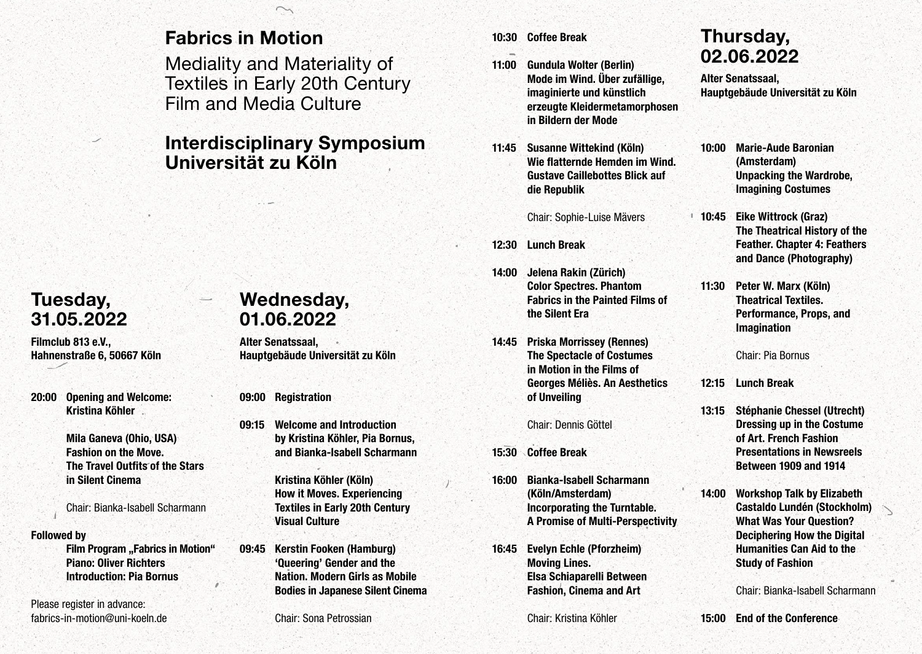# Fabrics in Motion

Mediality and Materiality of Textiles in Early 20th Century Film and Media Culture

## Interdisciplinary Symposium Universität zu Köln

## Tuesday, 31.05.2022

**Filmclub 813 e.V., Hahnenstraße 6, 50667 Köln**

**20:00 Opening and Welcome: Kristina Köhler**

**Mila Ganeva (Ohio, USA) Fashion on the Move. The Travel Outfits of the Stars in Silent Cinema**

Chair: Bianka-Isabell Scharmann

**Followed by**

**Film Program „Fabrics in Motion"**
**Piano: Oliver Richters**
**Introduction: Pia Bornus**

Please register in advance: fabrics-in-motion@uni-koeln.de

## Wednesday, 01.06.2022

**Alter Senatssaal, Hauptgebäude Universität zu Köln**

**09:00 Registration**

**09:15 Welcome and Introduction by Kristina Köhler, Pia Bornus, and Bianka-Isabell Scharmann**

**Kristina Köhler (Köln) How it Moves. Experiencing Textiles in Early 20th Century Visual Culture**

**09:45 Kerstin Fooken (Hamburg) 'Queering' Gender and the Nation. Modern Girls as Mobile Bodies in Japanese Silent Cinema**

Chair: Sona Petrossian

**10:30 Coffee Break**

**11:00 Gundula Wolter (Berlin) Mode im Wind. Über zufällige, imaginierte und künstlich erzeugte Kleidermetamorphosen in Bildern der Mode**

**11:45 Susanne Wittekind (Köln) Wie flatternde Hemden im Wind. Gustave Caillebottes Blick auf die Republik**

Chair: Sophie-Luise Mävers

**12:30 Lunch Break**

**14:00 Jelena Rakin (Zürich) Color Spectres. Phantom Fabrics in the Painted Films of the Silent Era**

**14:45 Priska Morrissey (Rennes) The Spectacle of Costumes in Motion in the Films of Georges Méliès. An Aesthetics of Unveiling**

Chair: Dennis Göttel

**15:30 Coffee Break**

**16:00 Bianka-Isabell Scharmann (Köln/Amsterdam) Incorporating the Turntable. A Promise of Multi-Perspectivity**

**16:45 Evelyn Echle (Pforzheim) Moving Lines. Elsa Schiaparelli Between Fashion, Cinema and Art**

Chair: Kristina Köhler

## Thursday, 02.06.2022

**Alter Senatssaal, Hauptgebäude Universität zu Köln**

**10:00 Marie-Aude Baronian (Amsterdam) Unpacking the Wardrobe, Imagining Costumes**

**10:45 Eike Wittrock (Graz) The Theatrical History of the Feather. Chapter 4: Feathers and Dance (Photography)**

**11:30 Peter W. Marx (Köln) Theatrical Textiles. Performance, Props, and Imagination**

Chair: Pia Bornus

**12:15 Lunch Break**

**13:15 Stéphanie Chessel (Utrecht) Dressing up in the Costume of Art. French Fashion Presentations in Newsreels Between 1909 and 1914**

**14:00 Workshop Talk by Elizabeth Castaldo Lundén (Stockholm) What Was Your Question? Deciphering How the Digital Humanities Can Aid to the Study of Fashion**

Chair: Bianka-Isabell Scharmann

**15:00 End of the Conference**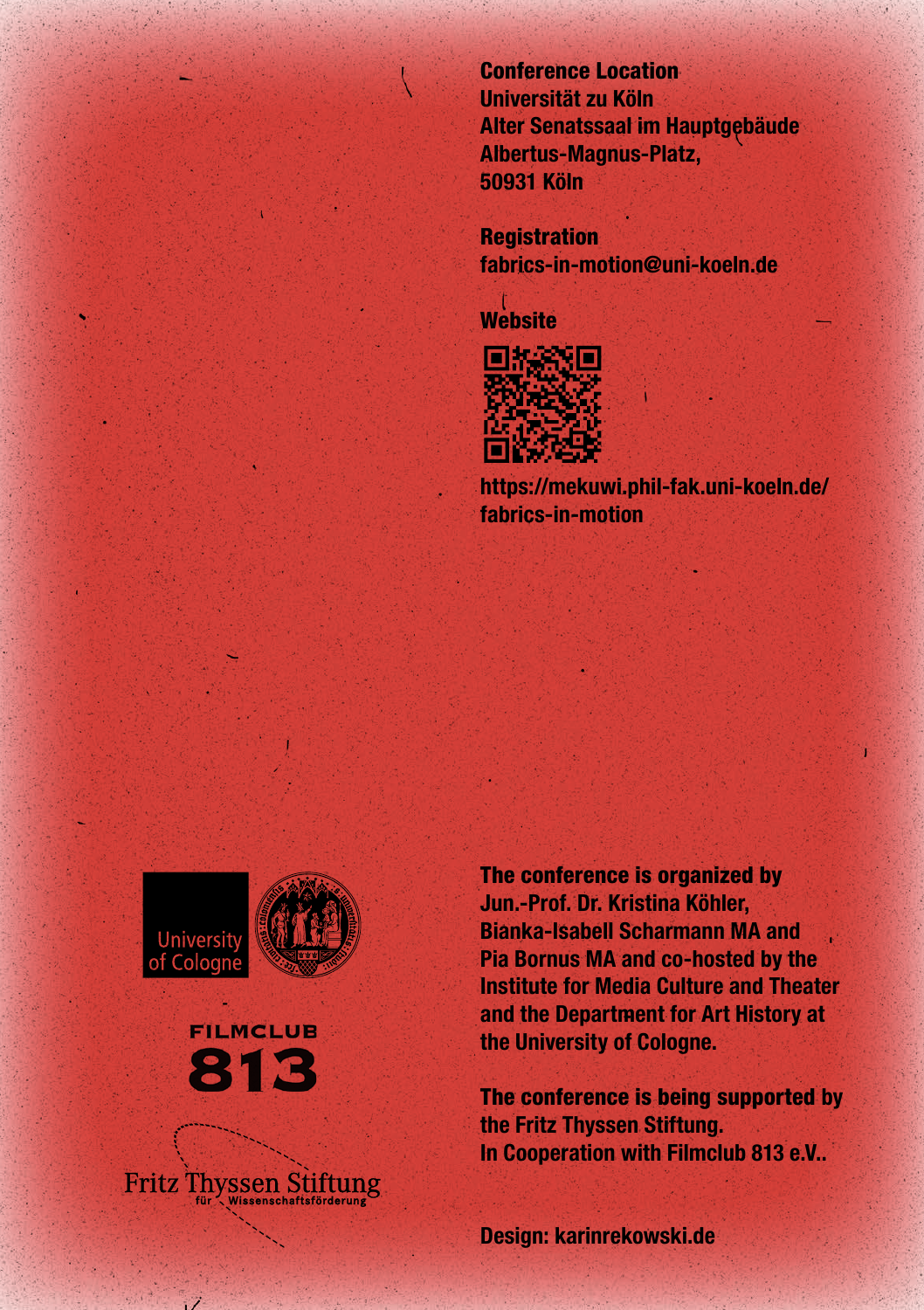**Conference Location**
Universität zu Köln
Alter Senatssaal im Hauptgebäude
Albertus-Magnus-Platz,
50931 Köln

**Registration**
fabrics-in-motion@uni-koeln.de

**Website**

https://mekuwi.phil-fak.uni-koeln.de/fabrics-in-motion

The conference is organized by Jun.-Prof. Dr. Kristina Köhler, Bianka-Isabell Scharmann MA and Pia Bornus MA and co-hosted by the Institute for Media Culture and Theater and the Department for Art History at the University of Cologne.

The conference is being supported by the Fritz Thyssen Stiftung.
In Cooperation with Filmclub 813 e.V..

Design: karinrekowski.de

University of Cologne

FILMCLUB 813

Fritz Thyssen Stiftung für Wissenschaftsförderung